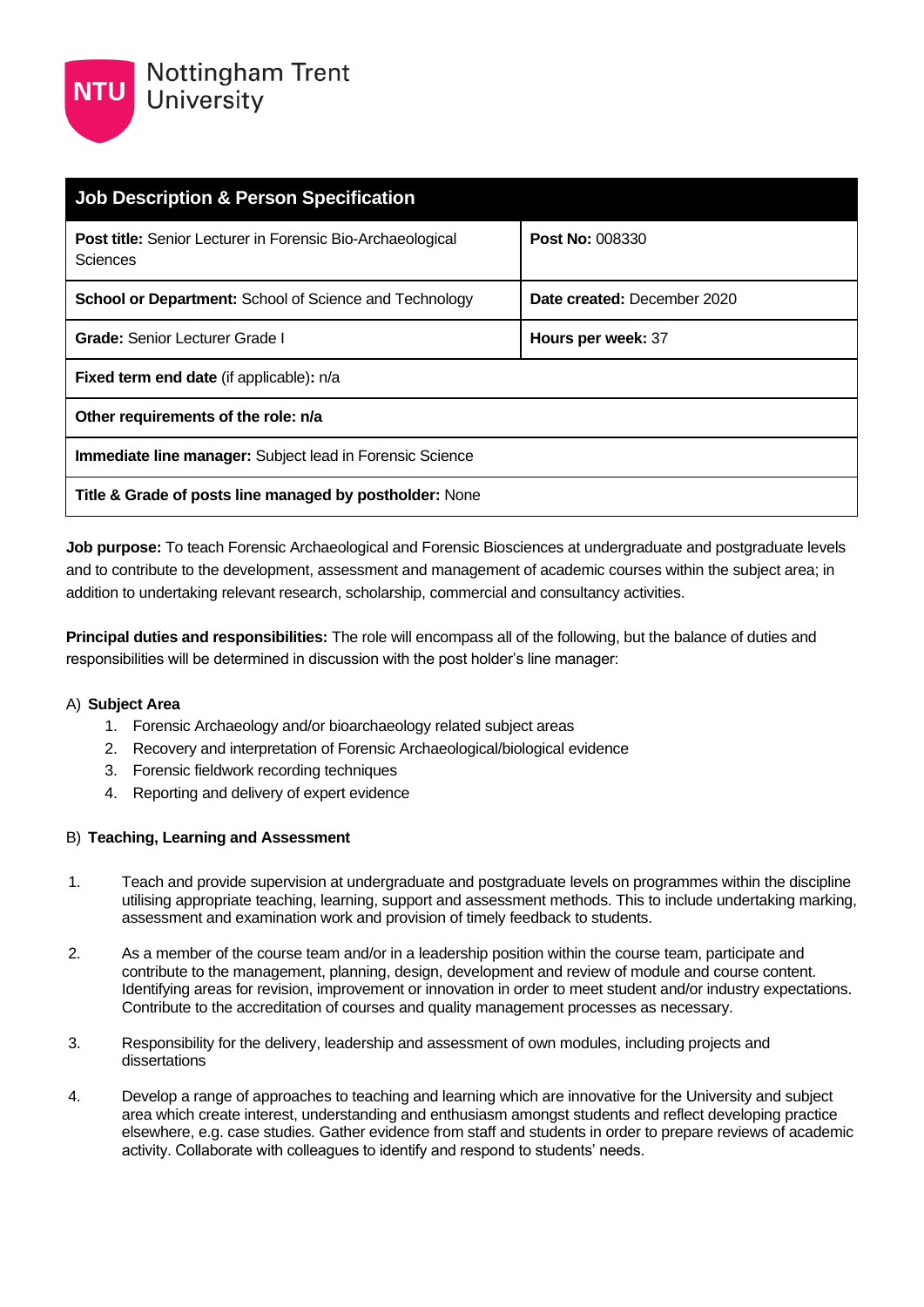Nottingham Trent University

| Job Description & Person Specification | |
|---|---|
| **Post title:** Senior Lecturer in Forensic Bio-Archaeological Sciences | **Post No:** 008330 |
| **School or Department:** School of Science and Technology | **Date created:** December 2020 |
| **Grade:** Senior Lecturer Grade I | **Hours per week:** 37 |
| **Fixed term end date** (if applicable)**:** n/a | |
| **Other requirements of the role: n/a** | |
| **Immediate line manager:** Subject lead in Forensic Science | |
| **Title & Grade of posts line managed by postholder:** None | |

**Job purpose:** To teach Forensic Archaeological and Forensic Biosciences at undergraduate and postgraduate levels and to contribute to the development, assessment and management of academic courses within the subject area; in addition to undertaking relevant research, scholarship, commercial and consultancy activities.

**Principal duties and responsibilities:** The role will encompass all of the following, but the balance of duties and responsibilities will be determined in discussion with the post holder's line manager:

A) **Subject Area**

1. Forensic Archaeology and/or bioarchaeology related subject areas
2. Recovery and interpretation of Forensic Archaeological/biological evidence
3. Forensic fieldwork recording techniques
4. Reporting and delivery of expert evidence

B) **Teaching, Learning and Assessment**

1. Teach and provide supervision at undergraduate and postgraduate levels on programmes within the discipline utilising appropriate teaching, learning, support and assessment methods. This to include undertaking marking, assessment and examination work and provision of timely feedback to students.

2. As a member of the course team and/or in a leadership position within the course team, participate and contribute to the management, planning, design, development and review of module and course content. Identifying areas for revision, improvement or innovation in order to meet student and/or industry expectations. Contribute to the accreditation of courses and quality management processes as necessary.

3. Responsibility for the delivery, leadership and assessment of own modules, including projects and dissertations

4. Develop a range of approaches to teaching and learning which are innovative for the University and subject area which create interest, understanding and enthusiasm amongst students and reflect developing practice elsewhere, e.g. case studies. Gather evidence from staff and students in order to prepare reviews of academic activity. Collaborate with colleagues to identify and respond to students' needs.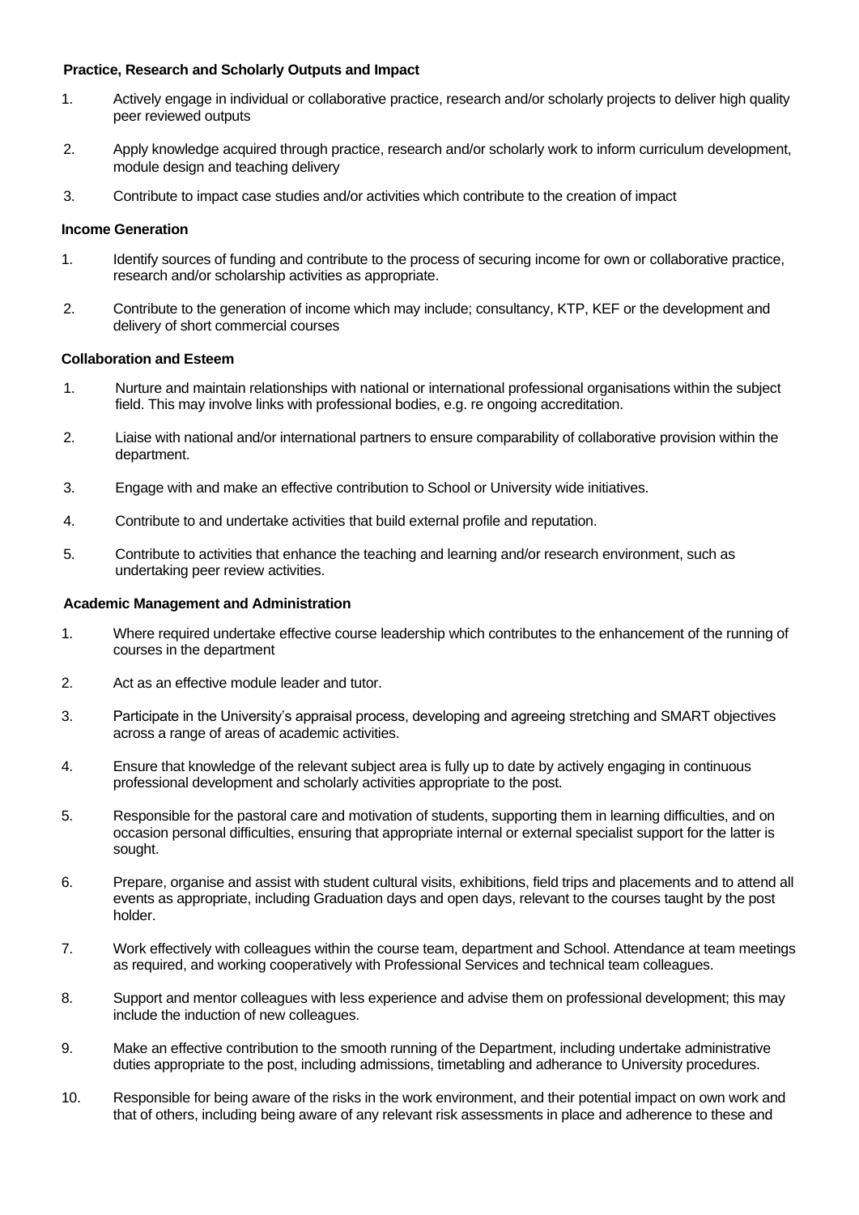**Practice, Research and Scholarly Outputs and Impact**

1. Actively engage in individual or collaborative practice, research and/or scholarly projects to deliver high quality peer reviewed outputs

2. Apply knowledge acquired through practice, research and/or scholarly work to inform curriculum development, module design and teaching delivery

3. Contribute to impact case studies and/or activities which contribute to the creation of impact

**Income Generation**

1. Identify sources of funding and contribute to the process of securing income for own or collaborative practice, research and/or scholarship activities as appropriate.

2. Contribute to the generation of income which may include; consultancy, KTP, KEF or the development and delivery of short commercial courses

**Collaboration and Esteem**

1. Nurture and maintain relationships with national or international professional organisations within the subject field. This may involve links with professional bodies, e.g. re ongoing accreditation.

2. Liaise with national and/or international partners to ensure comparability of collaborative provision within the department.

3. Engage with and make an effective contribution to School or University wide initiatives.

4. Contribute to and undertake activities that build external profile and reputation.

5. Contribute to activities that enhance the teaching and learning and/or research environment, such as undertaking peer review activities.

**Academic Management and Administration**

1. Where required undertake effective course leadership which contributes to the enhancement of the running of courses in the department

2. Act as an effective module leader and tutor.

3. Participate in the University's appraisal process, developing and agreeing stretching and SMART objectives across a range of areas of academic activities.

4. Ensure that knowledge of the relevant subject area is fully up to date by actively engaging in continuous professional development and scholarly activities appropriate to the post.

5. Responsible for the pastoral care and motivation of students, supporting them in learning difficulties, and on occasion personal difficulties, ensuring that appropriate internal or external specialist support for the latter is sought.

6. Prepare, organise and assist with student cultural visits, exhibitions, field trips and placements and to attend all events as appropriate, including Graduation days and open days, relevant to the courses taught by the post holder.

7. Work effectively with colleagues within the course team, department and School. Attendance at team meetings as required, and working cooperatively with Professional Services and technical team colleagues.

8. Support and mentor colleagues with less experience and advise them on professional development; this may include the induction of new colleagues.

9. Make an effective contribution to the smooth running of the Department, including undertake administrative duties appropriate to the post, including admissions, timetabling and adherance to University procedures.

10. Responsible for being aware of the risks in the work environment, and their potential impact on own work and that of others, including being aware of any relevant risk assessments in place and adherence to these and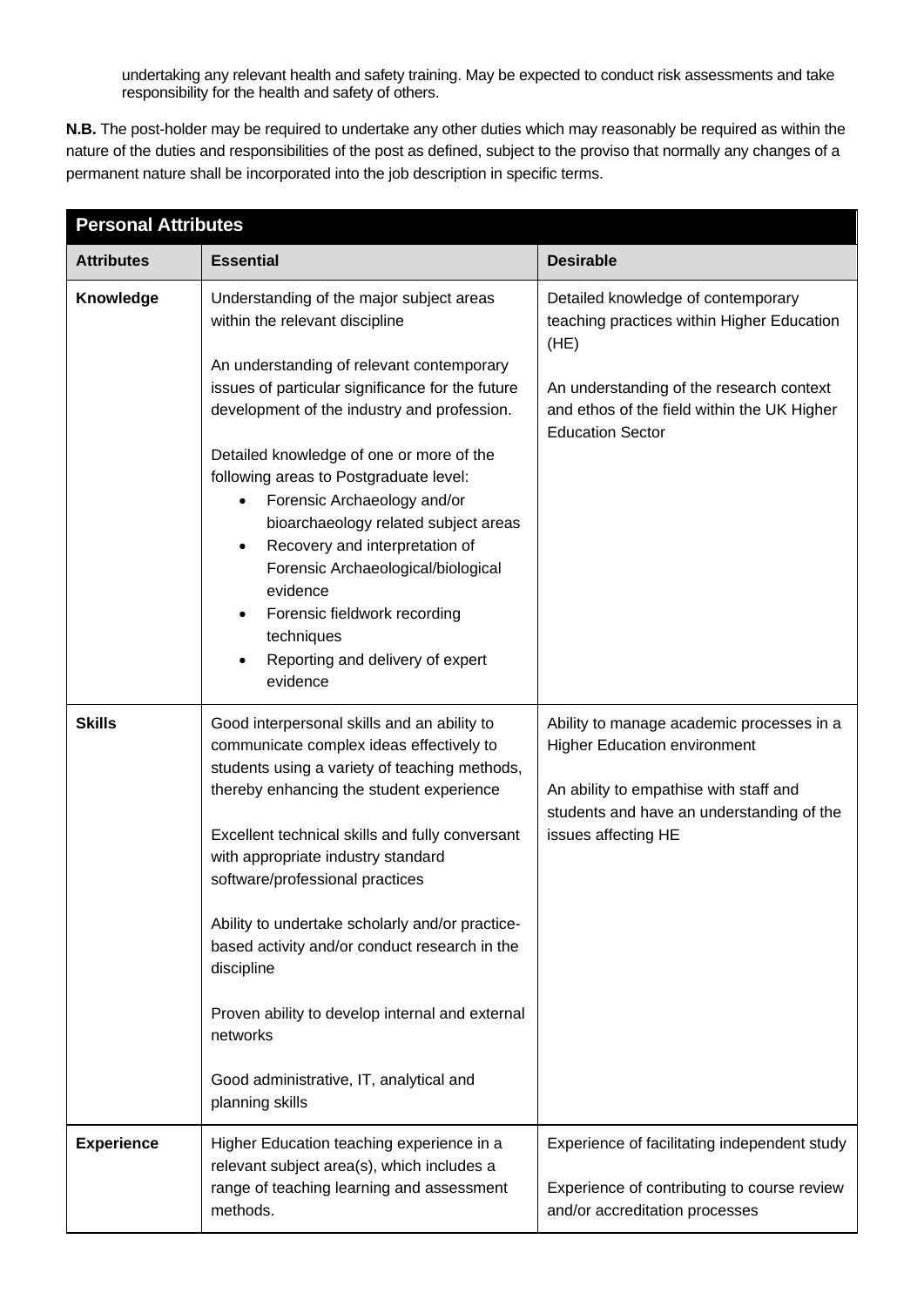undertaking any relevant health and safety training. May be expected to conduct risk assessments and take responsibility for the health and safety of others.

**N.B.** The post-holder may be required to undertake any other duties which may reasonably be required as within the nature of the duties and responsibilities of the post as defined, subject to the proviso that normally any changes of a permanent nature shall be incorporated into the job description in specific terms.

| **Personal Attributes** | | |
|---|---|---|
| **Attributes** | **Essential** | **Desirable** |
| **Knowledge** | Understanding of the major subject areas within the relevant discipline<br><br>An understanding of relevant contemporary issues of particular significance for the future development of the industry and profession.<br><br>Detailed knowledge of one or more of the following areas to Postgraduate level:<br>• Forensic Archaeology and/or bioarchaeology related subject areas<br>• Recovery and interpretation of Forensic Archaeological/biological evidence<br>• Forensic fieldwork recording techniques<br>• Reporting and delivery of expert evidence | Detailed knowledge of contemporary teaching practices within Higher Education (HE)<br><br>An understanding of the research context and ethos of the field within the UK Higher Education Sector |
| **Skills** | Good interpersonal skills and an ability to communicate complex ideas effectively to students using a variety of teaching methods, thereby enhancing the student experience<br><br>Excellent technical skills and fully conversant with appropriate industry standard software/professional practices<br><br>Ability to undertake scholarly and/or practice-based activity and/or conduct research in the discipline<br><br>Proven ability to develop internal and external networks<br><br>Good administrative, IT, analytical and planning skills | Ability to manage academic processes in a Higher Education environment<br><br>An ability to empathise with staff and students and have an understanding of the issues affecting HE |
| **Experience** | Higher Education teaching experience in a relevant subject area(s), which includes a range of teaching learning and assessment methods. | Experience of facilitating independent study<br><br>Experience of contributing to course review and/or accreditation processes |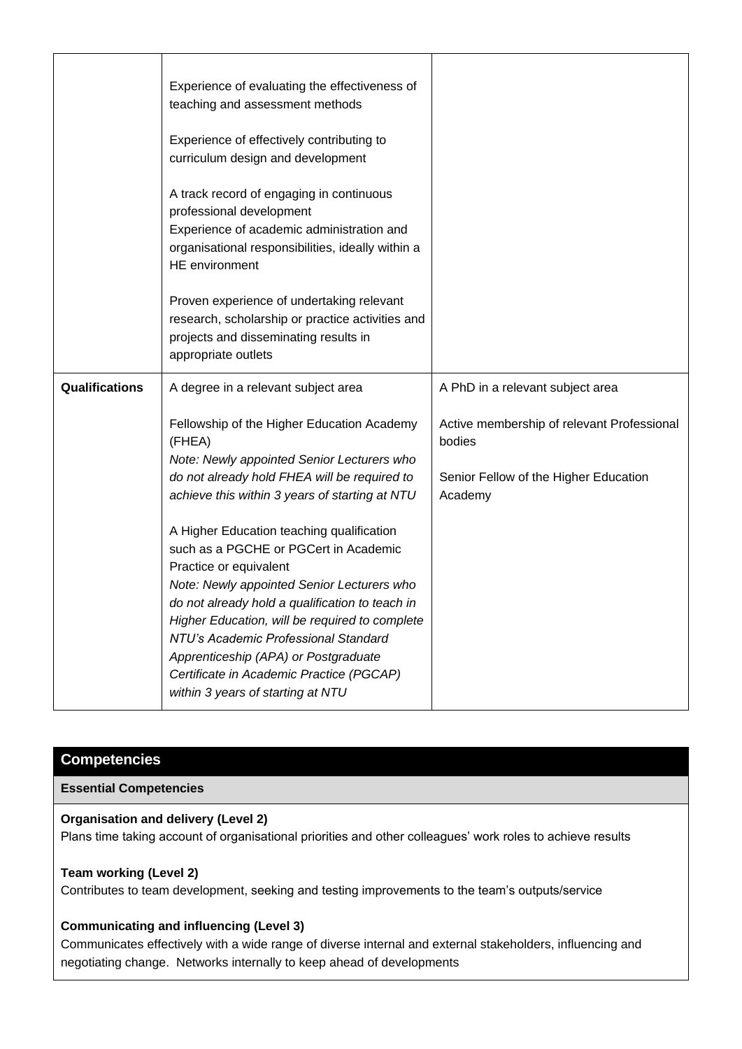| | | |
|---|---|---|
| | Experience of evaluating the effectiveness of teaching and assessment methods<br><br>Experience of effectively contributing to curriculum design and development<br><br>A track record of engaging in continuous professional development<br>Experience of academic administration and organisational responsibilities, ideally within a HE environment<br><br>Proven experience of undertaking relevant research, scholarship or practice activities and projects and disseminating results in appropriate outlets | |
| **Qualifications** | A degree in a relevant subject area<br><br>Fellowship of the Higher Education Academy (FHEA)<br>*Note: Newly appointed Senior Lecturers who do not already hold FHEA will be required to achieve this within 3 years of starting at NTU*<br><br>A Higher Education teaching qualification such as a PGCHE or PGCert in Academic Practice or equivalent<br>*Note: Newly appointed Senior Lecturers who do not already hold a qualification to teach in Higher Education, will be required to complete NTU's Academic Professional Standard Apprenticeship (APA) or Postgraduate Certificate in Academic Practice (PGCAP) within 3 years of starting at NTU* | A PhD in a relevant subject area<br><br>Active membership of relevant Professional bodies<br><br>Senior Fellow of the Higher Education Academy |

## Competencies

### Essential Competencies

**Organisation and delivery (Level 2)**
Plans time taking account of organisational priorities and other colleagues' work roles to achieve results

**Team working (Level 2)**
Contributes to team development, seeking and testing improvements to the team's outputs/service

**Communicating and influencing (Level 3)**
Communicates effectively with a wide range of diverse internal and external stakeholders, influencing and negotiating change. Networks internally to keep ahead of developments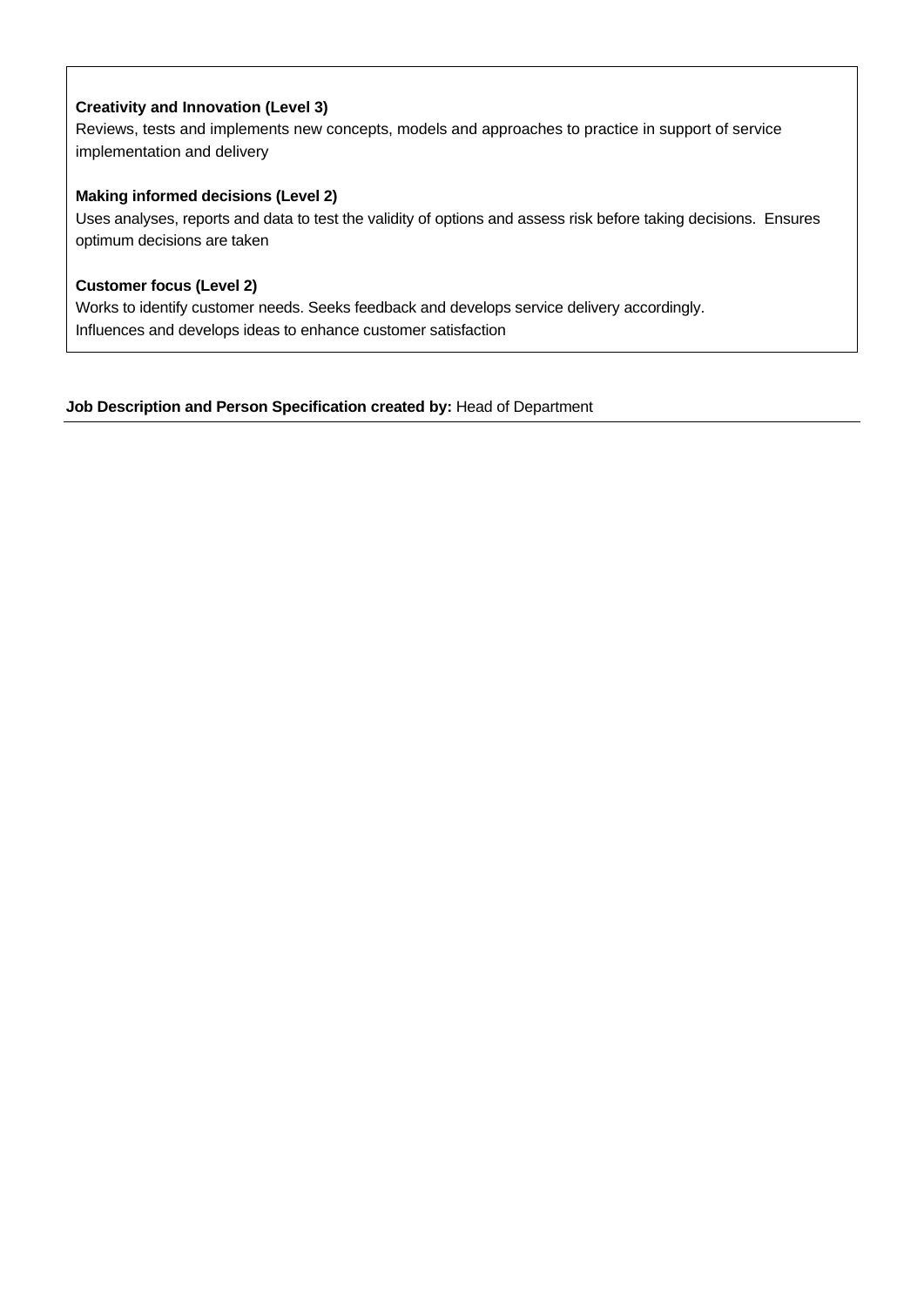**Creativity and Innovation (Level 3)**
Reviews, tests and implements new concepts, models and approaches to practice in support of service implementation and delivery

**Making informed decisions (Level 2)**
Uses analyses, reports and data to test the validity of options and assess risk before taking decisions. Ensures optimum decisions are taken

**Customer focus (Level 2)**
Works to identify customer needs. Seeks feedback and develops service delivery accordingly.
Influences and develops ideas to enhance customer satisfaction

**Job Description and Person Specification created by:** Head of Department